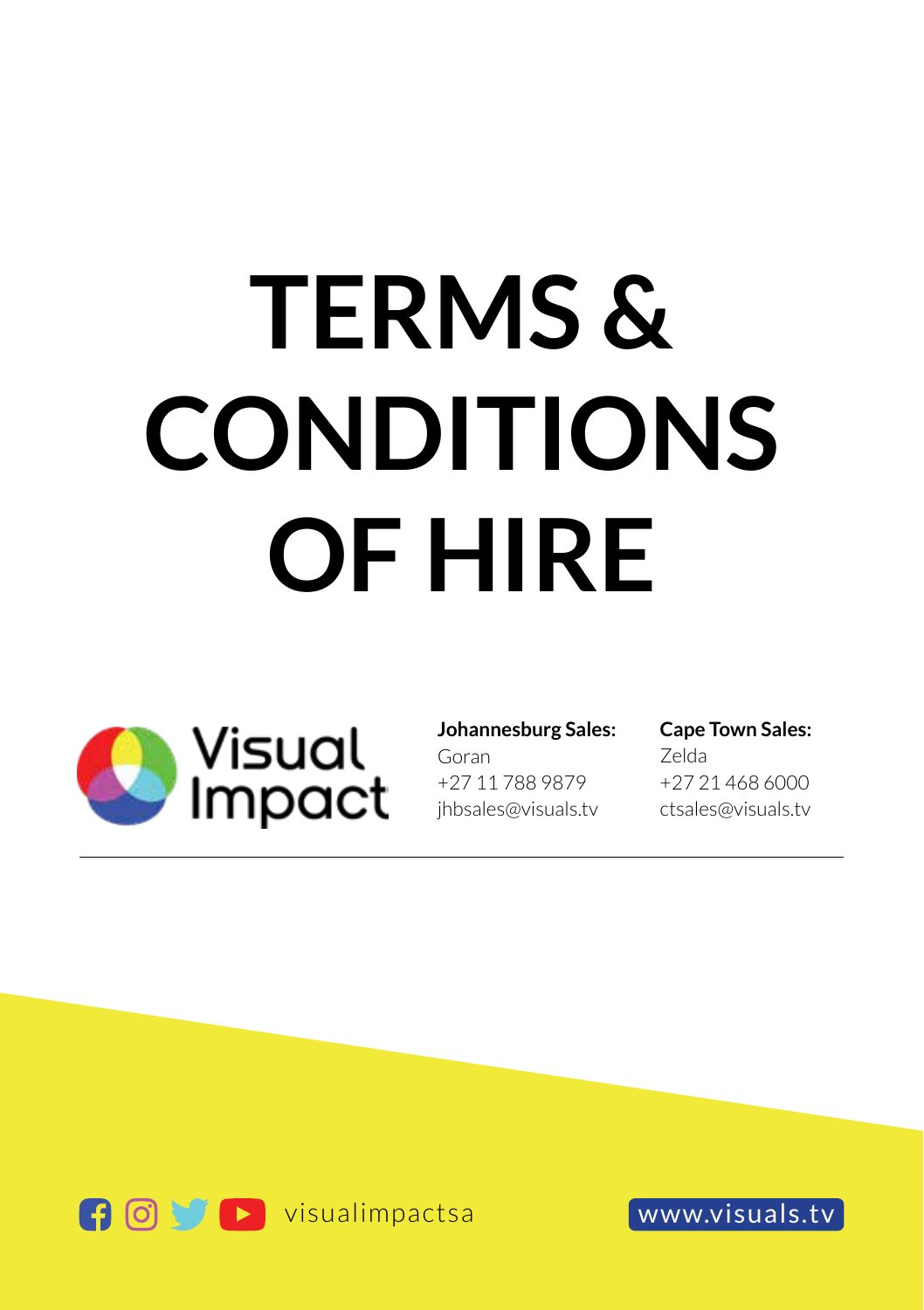# TERMS & CONDITIONS OF HIRE

Visual Impact

**Johannesburg Sales:**
Goran
+27 11 788 9879
jhbsales@visuals.tv

**Cape Town Sales:**
Zelda
+27 21 468 6000
ctsales@visuals.tv

---

visualimpactsa

www.visuals.tv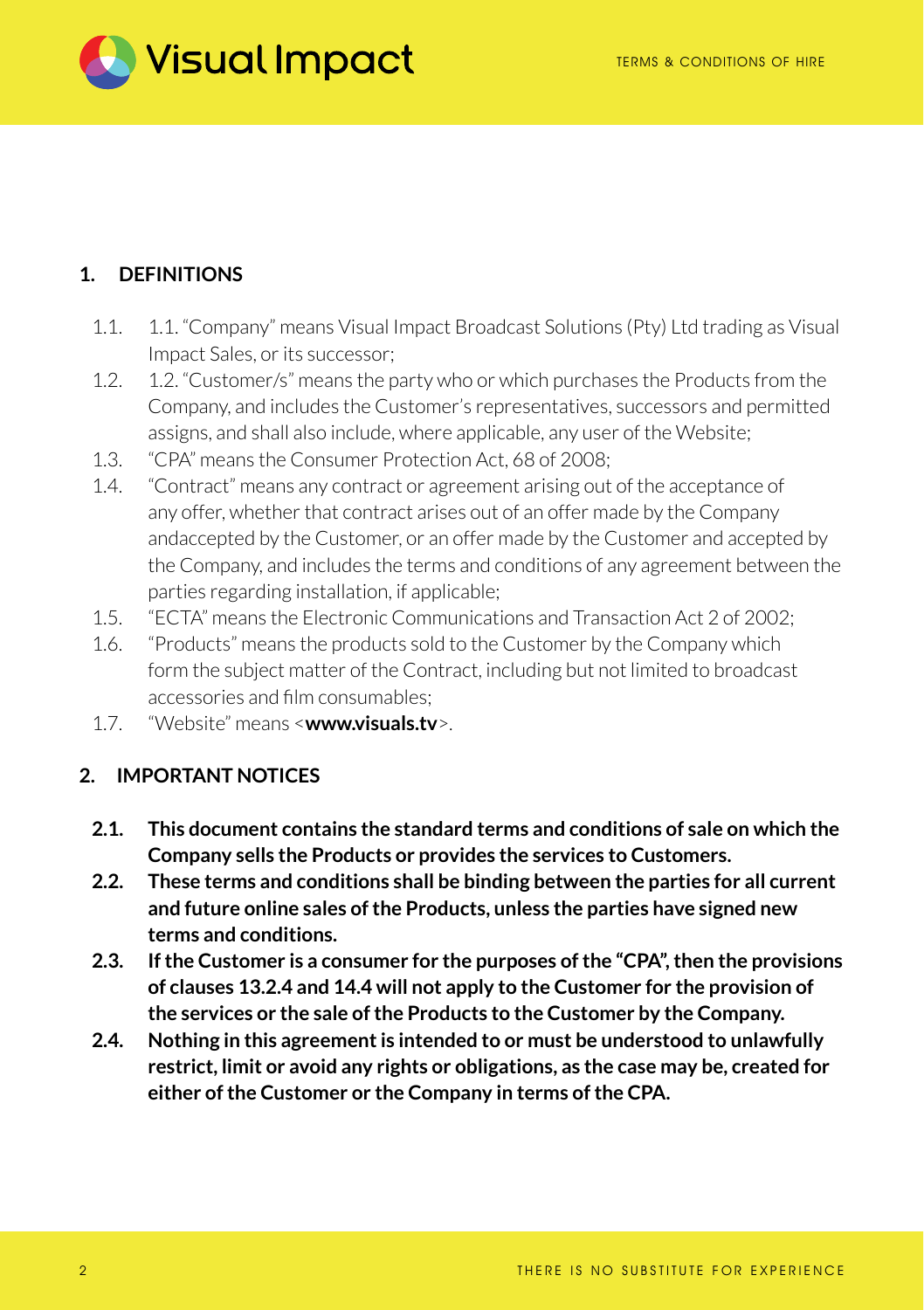## 1. DEFINITIONS

1.1. 1.1. "Company" means Visual Impact Broadcast Solutions (Pty) Ltd trading as Visual Impact Sales, or its successor;

1.2. 1.2. "Customer/s" means the party who or which purchases the Products from the Company, and includes the Customer's representatives, successors and permitted assigns, and shall also include, where applicable, any user of the Website;

1.3. "CPA" means the Consumer Protection Act, 68 of 2008;

1.4. "Contract" means any contract or agreement arising out of the acceptance of any offer, whether that contract arises out of an offer made by the Company andaccepted by the Customer, or an offer made by the Customer and accepted by the Company, and includes the terms and conditions of any agreement between the parties regarding installation, if applicable;

1.5. "ECTA" means the Electronic Communications and Transaction Act 2 of 2002;

1.6. "Products" means the products sold to the Customer by the Company which form the subject matter of the Contract, including but not limited to broadcast accessories and film consumables;

1.7. "Website" means <**www.visuals.tv**>.

## 2. IMPORTANT NOTICES

**2.1. This document contains the standard terms and conditions of sale on which the Company sells the Products or provides the services to Customers.**

**2.2. These terms and conditions shall be binding between the parties for all current and future online sales of the Products, unless the parties have signed new terms and conditions.**

**2.3. If the Customer is a consumer for the purposes of the "CPA", then the provisions of clauses 13.2.4 and 14.4 will not apply to the Customer for the provision of the services or the sale of the Products to the Customer by the Company.**

**2.4. Nothing in this agreement is intended to or must be understood to unlawfully restrict, limit or avoid any rights or obligations, as the case may be, created for either of the Customer or the Company in terms of the CPA.**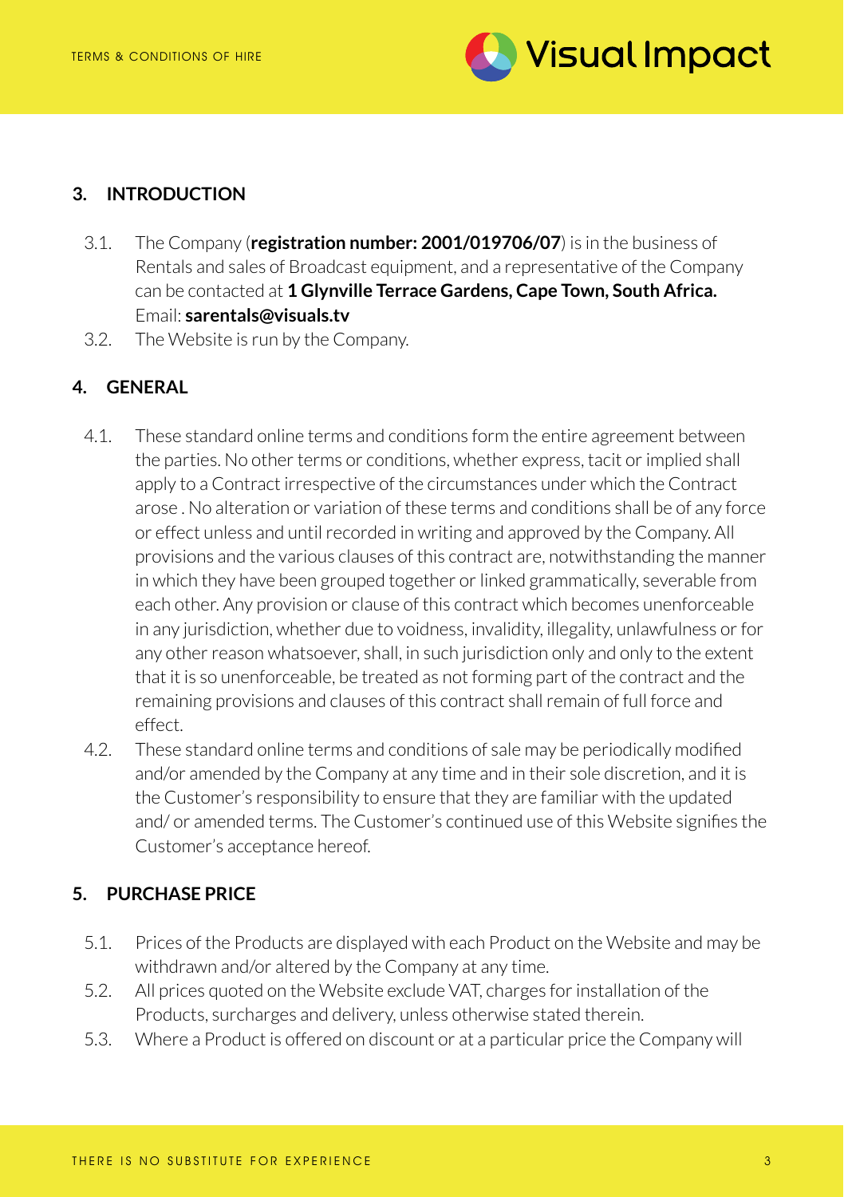## 3. INTRODUCTION

3.1. The Company (**registration number: 2001/019706/07**) is in the business of Rentals and sales of Broadcast equipment, and a representative of the Company can be contacted at **1 Glynville Terrace Gardens, Cape Town, South Africa.** Email: **sarentals@visuals.tv**

3.2. The Website is run by the Company.

## 4. GENERAL

4.1. These standard online terms and conditions form the entire agreement between the parties. No other terms or conditions, whether express, tacit or implied shall apply to a Contract irrespective of the circumstances under which the Contract arose . No alteration or variation of these terms and conditions shall be of any force or effect unless and until recorded in writing and approved by the Company. All provisions and the various clauses of this contract are, notwithstanding the manner in which they have been grouped together or linked grammatically, severable from each other. Any provision or clause of this contract which becomes unenforceable in any jurisdiction, whether due to voidness, invalidity, illegality, unlawfulness or for any other reason whatsoever, shall, in such jurisdiction only and only to the extent that it is so unenforceable, be treated as not forming part of the contract and the remaining provisions and clauses of this contract shall remain of full force and effect.

4.2. These standard online terms and conditions of sale may be periodically modified and/or amended by the Company at any time and in their sole discretion, and it is the Customer's responsibility to ensure that they are familiar with the updated and/ or amended terms. The Customer's continued use of this Website signifies the Customer's acceptance hereof.

## 5. PURCHASE PRICE

5.1. Prices of the Products are displayed with each Product on the Website and may be withdrawn and/or altered by the Company at any time.

5.2. All prices quoted on the Website exclude VAT, charges for installation of the Products, surcharges and delivery, unless otherwise stated therein.

5.3. Where a Product is offered on discount or at a particular price the Company will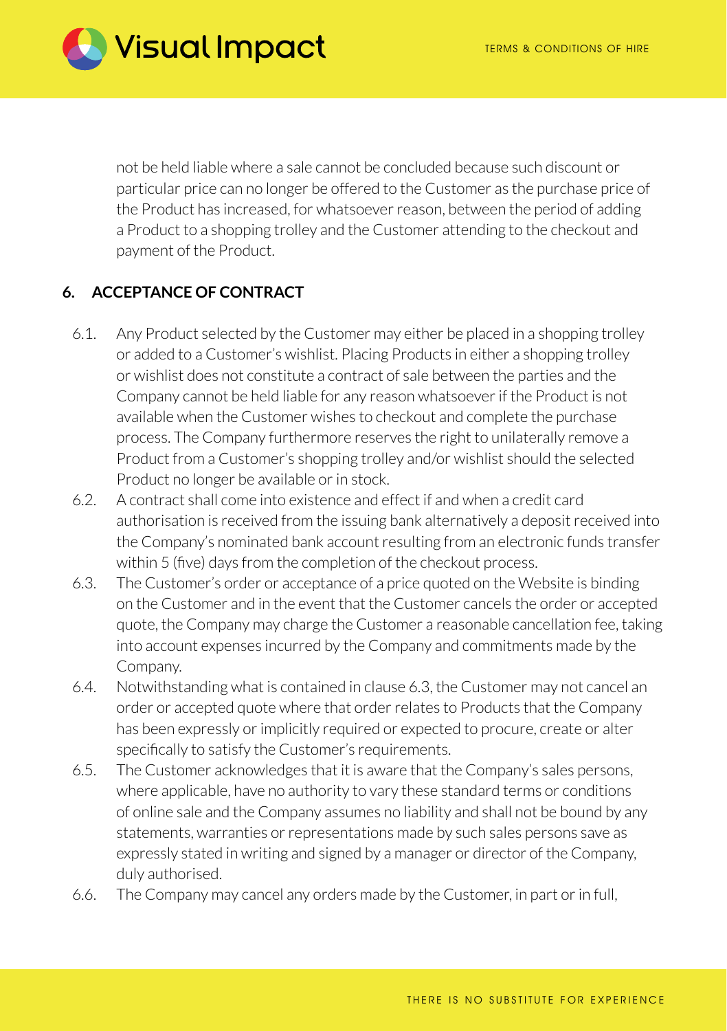not be held liable where a sale cannot be concluded because such discount or particular price can no longer be offered to the Customer as the purchase price of the Product has increased, for whatsoever reason, between the period of adding a Product to a shopping trolley and the Customer attending to the checkout and payment of the Product.

## 6. ACCEPTANCE OF CONTRACT

6.1. Any Product selected by the Customer may either be placed in a shopping trolley or added to a Customer's wishlist. Placing Products in either a shopping trolley or wishlist does not constitute a contract of sale between the parties and the Company cannot be held liable for any reason whatsoever if the Product is not available when the Customer wishes to checkout and complete the purchase process. The Company furthermore reserves the right to unilaterally remove a Product from a Customer's shopping trolley and/or wishlist should the selected Product no longer be available or in stock.

6.2. A contract shall come into existence and effect if and when a credit card authorisation is received from the issuing bank alternatively a deposit received into the Company's nominated bank account resulting from an electronic funds transfer within 5 (five) days from the completion of the checkout process.

6.3. The Customer's order or acceptance of a price quoted on the Website is binding on the Customer and in the event that the Customer cancels the order or accepted quote, the Company may charge the Customer a reasonable cancellation fee, taking into account expenses incurred by the Company and commitments made by the Company.

6.4. Notwithstanding what is contained in clause 6.3, the Customer may not cancel an order or accepted quote where that order relates to Products that the Company has been expressly or implicitly required or expected to procure, create or alter specifically to satisfy the Customer's requirements.

6.5. The Customer acknowledges that it is aware that the Company's sales persons, where applicable, have no authority to vary these standard terms or conditions of online sale and the Company assumes no liability and shall not be bound by any statements, warranties or representations made by such sales persons save as expressly stated in writing and signed by a manager or director of the Company, duly authorised.

6.6. The Company may cancel any orders made by the Customer, in part or in full,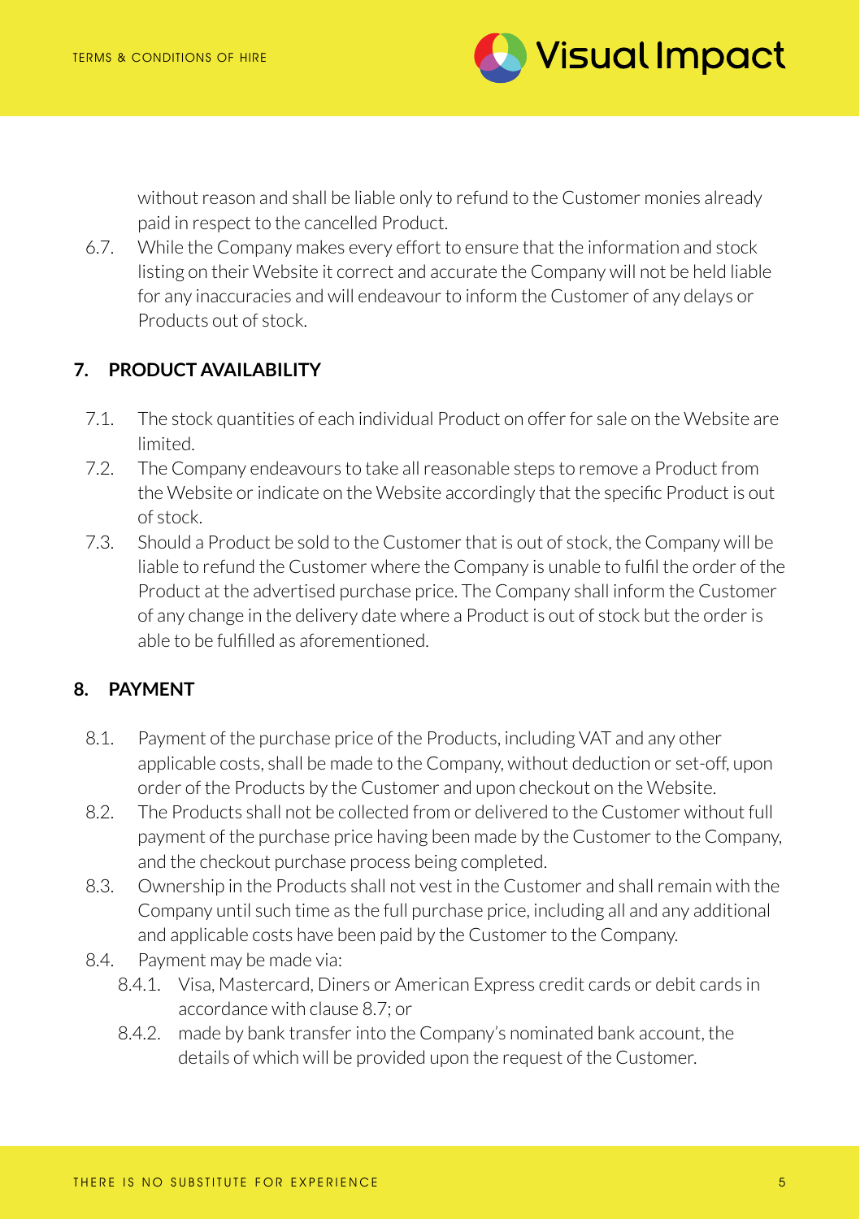without reason and shall be liable only to refund to the Customer monies already paid in respect to the cancelled Product.

6.7. While the Company makes every effort to ensure that the information and stock listing on their Website it correct and accurate the Company will not be held liable for any inaccuracies and will endeavour to inform the Customer of any delays or Products out of stock.

## 7. PRODUCT AVAILABILITY

7.1. The stock quantities of each individual Product on offer for sale on the Website are limited.

7.2. The Company endeavours to take all reasonable steps to remove a Product from the Website or indicate on the Website accordingly that the specific Product is out of stock.

7.3. Should a Product be sold to the Customer that is out of stock, the Company will be liable to refund the Customer where the Company is unable to fulfil the order of the Product at the advertised purchase price. The Company shall inform the Customer of any change in the delivery date where a Product is out of stock but the order is able to be fulfilled as aforementioned.

## 8. PAYMENT

8.1. Payment of the purchase price of the Products, including VAT and any other applicable costs, shall be made to the Company, without deduction or set-off, upon order of the Products by the Customer and upon checkout on the Website.

8.2. The Products shall not be collected from or delivered to the Customer without full payment of the purchase price having been made by the Customer to the Company, and the checkout purchase process being completed.

8.3. Ownership in the Products shall not vest in the Customer and shall remain with the Company until such time as the full purchase price, including all and any additional and applicable costs have been paid by the Customer to the Company.

8.4. Payment may be made via:

8.4.1. Visa, Mastercard, Diners or American Express credit cards or debit cards in accordance with clause 8.7; or

8.4.2. made by bank transfer into the Company's nominated bank account, the details of which will be provided upon the request of the Customer.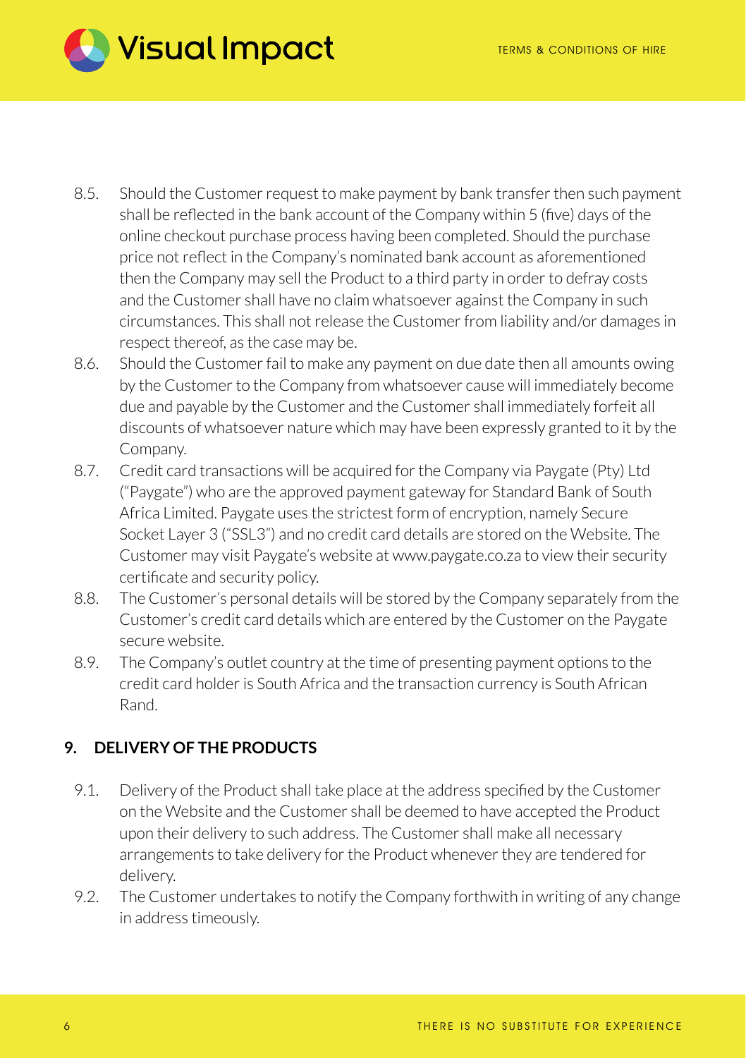8.5. Should the Customer request to make payment by bank transfer then such payment shall be reflected in the bank account of the Company within 5 (five) days of the online checkout purchase process having been completed. Should the purchase price not reflect in the Company's nominated bank account as aforementioned then the Company may sell the Product to a third party in order to defray costs and the Customer shall have no claim whatsoever against the Company in such circumstances. This shall not release the Customer from liability and/or damages in respect thereof, as the case may be.

8.6. Should the Customer fail to make any payment on due date then all amounts owing by the Customer to the Company from whatsoever cause will immediately become due and payable by the Customer and the Customer shall immediately forfeit all discounts of whatsoever nature which may have been expressly granted to it by the Company.

8.7. Credit card transactions will be acquired for the Company via Paygate (Pty) Ltd ("Paygate") who are the approved payment gateway for Standard Bank of South Africa Limited. Paygate uses the strictest form of encryption, namely Secure Socket Layer 3 ("SSL3") and no credit card details are stored on the Website. The Customer may visit Paygate's website at www.paygate.co.za to view their security certificate and security policy.

8.8. The Customer's personal details will be stored by the Company separately from the Customer's credit card details which are entered by the Customer on the Paygate secure website.

8.9. The Company's outlet country at the time of presenting payment options to the credit card holder is South Africa and the transaction currency is South African Rand.

## 9. DELIVERY OF THE PRODUCTS

9.1. Delivery of the Product shall take place at the address specified by the Customer on the Website and the Customer shall be deemed to have accepted the Product upon their delivery to such address. The Customer shall make all necessary arrangements to take delivery for the Product whenever they are tendered for delivery.

9.2. The Customer undertakes to notify the Company forthwith in writing of any change in address timeously.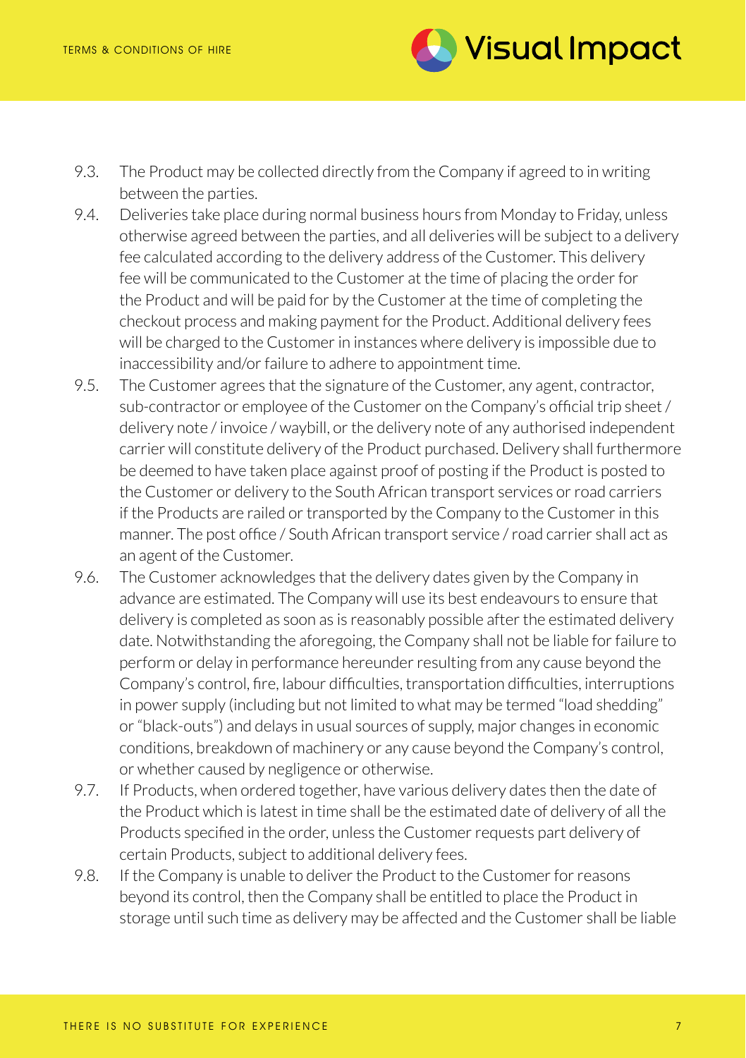9.3. The Product may be collected directly from the Company if agreed to in writing between the parties.

9.4. Deliveries take place during normal business hours from Monday to Friday, unless otherwise agreed between the parties, and all deliveries will be subject to a delivery fee calculated according to the delivery address of the Customer. This delivery fee will be communicated to the Customer at the time of placing the order for the Product and will be paid for by the Customer at the time of completing the checkout process and making payment for the Product. Additional delivery fees will be charged to the Customer in instances where delivery is impossible due to inaccessibility and/or failure to adhere to appointment time.

9.5. The Customer agrees that the signature of the Customer, any agent, contractor, sub-contractor or employee of the Customer on the Company's official trip sheet / delivery note / invoice / waybill, or the delivery note of any authorised independent carrier will constitute delivery of the Product purchased. Delivery shall furthermore be deemed to have taken place against proof of posting if the Product is posted to the Customer or delivery to the South African transport services or road carriers if the Products are railed or transported by the Company to the Customer in this manner. The post office / South African transport service / road carrier shall act as an agent of the Customer.

9.6. The Customer acknowledges that the delivery dates given by the Company in advance are estimated. The Company will use its best endeavours to ensure that delivery is completed as soon as is reasonably possible after the estimated delivery date. Notwithstanding the aforegoing, the Company shall not be liable for failure to perform or delay in performance hereunder resulting from any cause beyond the Company's control, fire, labour difficulties, transportation difficulties, interruptions in power supply (including but not limited to what may be termed "load shedding" or "black-outs") and delays in usual sources of supply, major changes in economic conditions, breakdown of machinery or any cause beyond the Company's control, or whether caused by negligence or otherwise.

9.7. If Products, when ordered together, have various delivery dates then the date of the Product which is latest in time shall be the estimated date of delivery of all the Products specified in the order, unless the Customer requests part delivery of certain Products, subject to additional delivery fees.

9.8. If the Company is unable to deliver the Product to the Customer for reasons beyond its control, then the Company shall be entitled to place the Product in storage until such time as delivery may be affected and the Customer shall be liable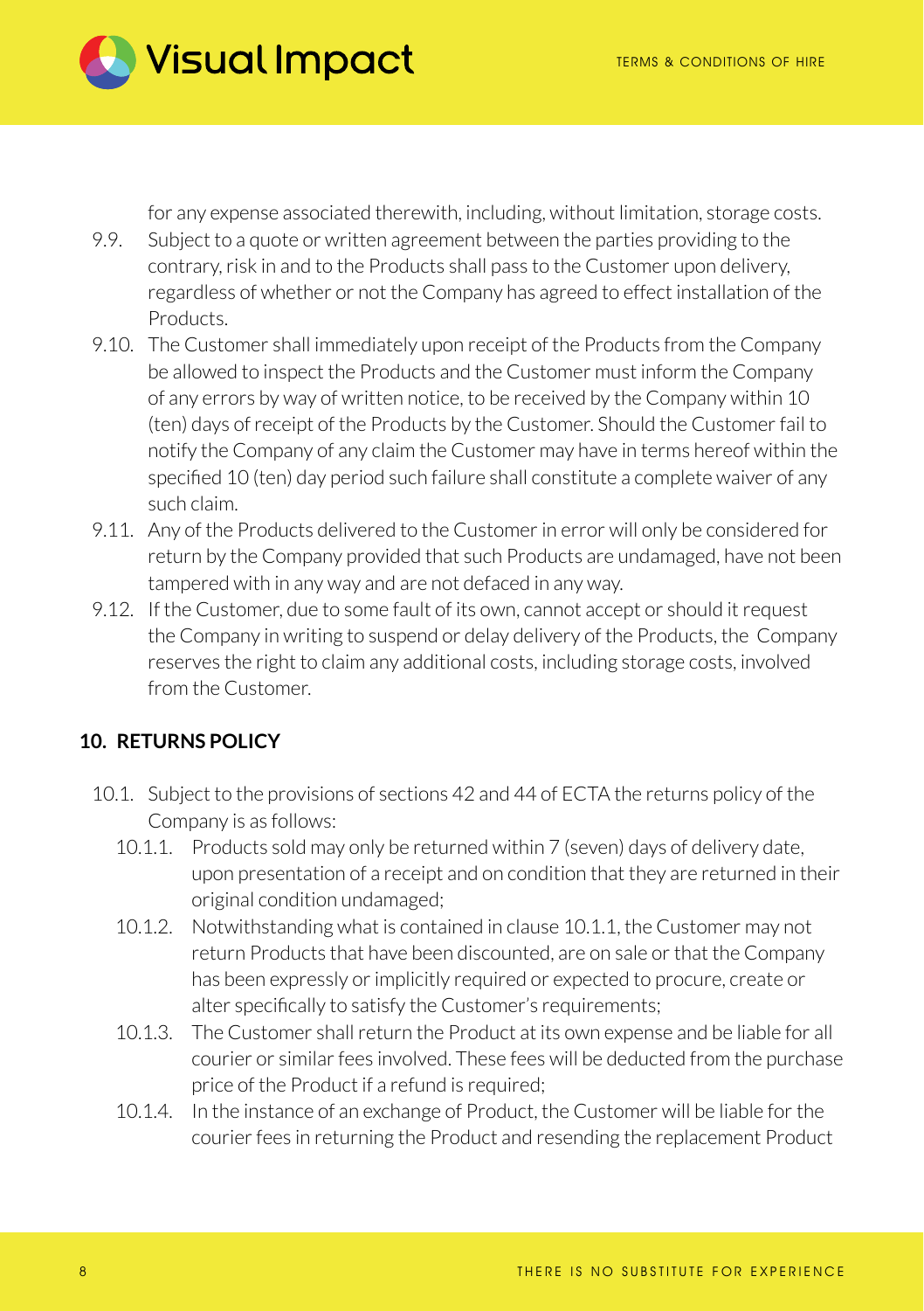for any expense associated therewith, including, without limitation, storage costs.

9.9. Subject to a quote or written agreement between the parties providing to the contrary, risk in and to the Products shall pass to the Customer upon delivery, regardless of whether or not the Company has agreed to effect installation of the Products.

9.10. The Customer shall immediately upon receipt of the Products from the Company be allowed to inspect the Products and the Customer must inform the Company of any errors by way of written notice, to be received by the Company within 10 (ten) days of receipt of the Products by the Customer. Should the Customer fail to notify the Company of any claim the Customer may have in terms hereof within the specified 10 (ten) day period such failure shall constitute a complete waiver of any such claim.

9.11. Any of the Products delivered to the Customer in error will only be considered for return by the Company provided that such Products are undamaged, have not been tampered with in any way and are not defaced in any way.

9.12. If the Customer, due to some fault of its own, cannot accept or should it request the Company in writing to suspend or delay delivery of the Products, the Company reserves the right to claim any additional costs, including storage costs, involved from the Customer.

## 10. RETURNS POLICY

10.1. Subject to the provisions of sections 42 and 44 of ECTA the returns policy of the Company is as follows:

10.1.1. Products sold may only be returned within 7 (seven) days of delivery date, upon presentation of a receipt and on condition that they are returned in their original condition undamaged;

10.1.2. Notwithstanding what is contained in clause 10.1.1, the Customer may not return Products that have been discounted, are on sale or that the Company has been expressly or implicitly required or expected to procure, create or alter specifically to satisfy the Customer's requirements;

10.1.3. The Customer shall return the Product at its own expense and be liable for all courier or similar fees involved. These fees will be deducted from the purchase price of the Product if a refund is required;

10.1.4. In the instance of an exchange of Product, the Customer will be liable for the courier fees in returning the Product and resending the replacement Product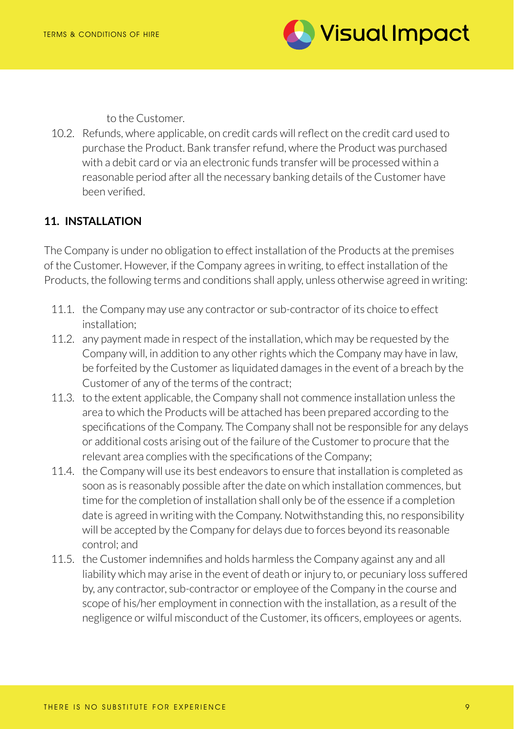to the Customer.

10.2. Refunds, where applicable, on credit cards will reflect on the credit card used to purchase the Product. Bank transfer refund, where the Product was purchased with a debit card or via an electronic funds transfer will be processed within a reasonable period after all the necessary banking details of the Customer have been verified.

## 11. INSTALLATION

The Company is under no obligation to effect installation of the Products at the premises of the Customer. However, if the Company agrees in writing, to effect installation of the Products, the following terms and conditions shall apply, unless otherwise agreed in writing:

11.1. the Company may use any contractor or sub-contractor of its choice to effect installation;

11.2. any payment made in respect of the installation, which may be requested by the Company will, in addition to any other rights which the Company may have in law, be forfeited by the Customer as liquidated damages in the event of a breach by the Customer of any of the terms of the contract;

11.3. to the extent applicable, the Company shall not commence installation unless the area to which the Products will be attached has been prepared according to the specifications of the Company. The Company shall not be responsible for any delays or additional costs arising out of the failure of the Customer to procure that the relevant area complies with the specifications of the Company;

11.4. the Company will use its best endeavors to ensure that installation is completed as soon as is reasonably possible after the date on which installation commences, but time for the completion of installation shall only be of the essence if a completion date is agreed in writing with the Company. Notwithstanding this, no responsibility will be accepted by the Company for delays due to forces beyond its reasonable control; and

11.5. the Customer indemnifies and holds harmless the Company against any and all liability which may arise in the event of death or injury to, or pecuniary loss suffered by, any contractor, sub-contractor or employee of the Company in the course and scope of his/her employment in connection with the installation, as a result of the negligence or wilful misconduct of the Customer, its officers, employees or agents.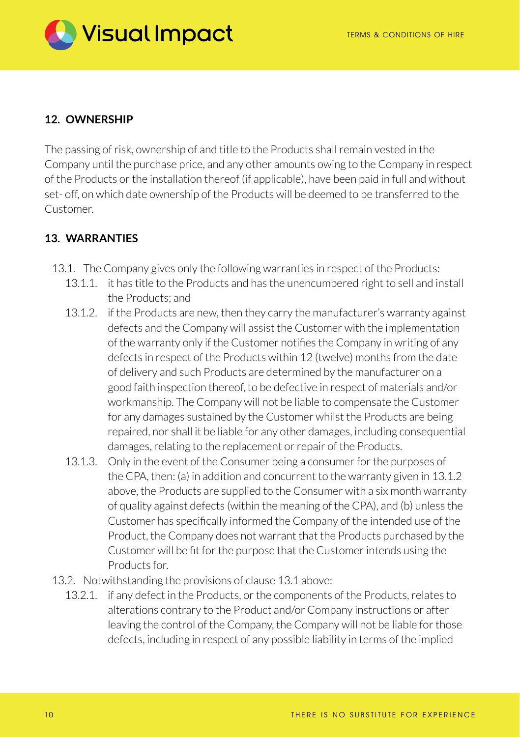## 12. OWNERSHIP

The passing of risk, ownership of and title to the Products shall remain vested in the Company until the purchase price, and any other amounts owing to the Company in respect of the Products or the installation thereof (if applicable), have been paid in full and without set- off, on which date ownership of the Products will be deemed to be transferred to the Customer.

## 13. WARRANTIES

13.1. The Company gives only the following warranties in respect of the Products:

13.1.1. it has title to the Products and has the unencumbered right to sell and install the Products; and

13.1.2. if the Products are new, then they carry the manufacturer's warranty against defects and the Company will assist the Customer with the implementation of the warranty only if the Customer notifies the Company in writing of any defects in respect of the Products within 12 (twelve) months from the date of delivery and such Products are determined by the manufacturer on a good faith inspection thereof, to be defective in respect of materials and/or workmanship. The Company will not be liable to compensate the Customer for any damages sustained by the Customer whilst the Products are being repaired, nor shall it be liable for any other damages, including consequential damages, relating to the replacement or repair of the Products.

13.1.3. Only in the event of the Consumer being a consumer for the purposes of the CPA, then: (a) in addition and concurrent to the warranty given in 13.1.2 above, the Products are supplied to the Consumer with a six month warranty of quality against defects (within the meaning of the CPA), and (b) unless the Customer has specifically informed the Company of the intended use of the Product, the Company does not warrant that the Products purchased by the Customer will be fit for the purpose that the Customer intends using the Products for.

13.2. Notwithstanding the provisions of clause 13.1 above:

13.2.1. if any defect in the Products, or the components of the Products, relates to alterations contrary to the Product and/or Company instructions or after leaving the control of the Company, the Company will not be liable for those defects, including in respect of any possible liability in terms of the implied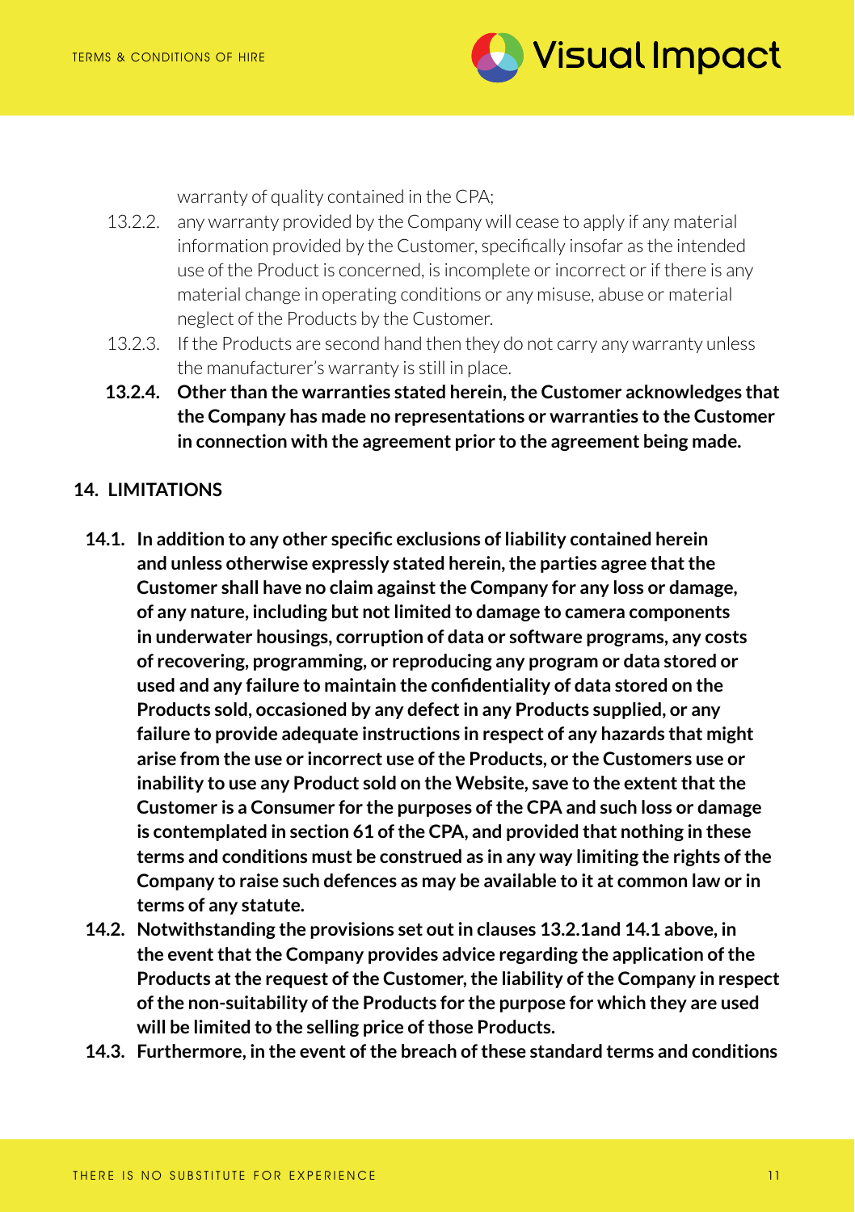warranty of quality contained in the CPA;

13.2.2. any warranty provided by the Company will cease to apply if any material information provided by the Customer, specifically insofar as the intended use of the Product is concerned, is incomplete or incorrect or if there is any material change in operating conditions or any misuse, abuse or material neglect of the Products by the Customer.

13.2.3. If the Products are second hand then they do not carry any warranty unless the manufacturer's warranty is still in place.

**13.2.4. Other than the warranties stated herein, the Customer acknowledges that the Company has made no representations or warranties to the Customer in connection with the agreement prior to the agreement being made.**

## 14. LIMITATIONS

**14.1. In addition to any other specific exclusions of liability contained herein and unless otherwise expressly stated herein, the parties agree that the Customer shall have no claim against the Company for any loss or damage, of any nature, including but not limited to damage to camera components in underwater housings, corruption of data or software programs, any costs of recovering, programming, or reproducing any program or data stored or used and any failure to maintain the confidentiality of data stored on the Products sold, occasioned by any defect in any Products supplied, or any failure to provide adequate instructions in respect of any hazards that might arise from the use or incorrect use of the Products, or the Customers use or inability to use any Product sold on the Website, save to the extent that the Customer is a Consumer for the purposes of the CPA and such loss or damage is contemplated in section 61 of the CPA, and provided that nothing in these terms and conditions must be construed as in any way limiting the rights of the Company to raise such defences as may be available to it at common law or in terms of any statute.**

**14.2. Notwithstanding the provisions set out in clauses 13.2.1and 14.1 above, in the event that the Company provides advice regarding the application of the Products at the request of the Customer, the liability of the Company in respect of the non-suitability of the Products for the purpose for which they are used will be limited to the selling price of those Products.**

**14.3. Furthermore, in the event of the breach of these standard terms and conditions**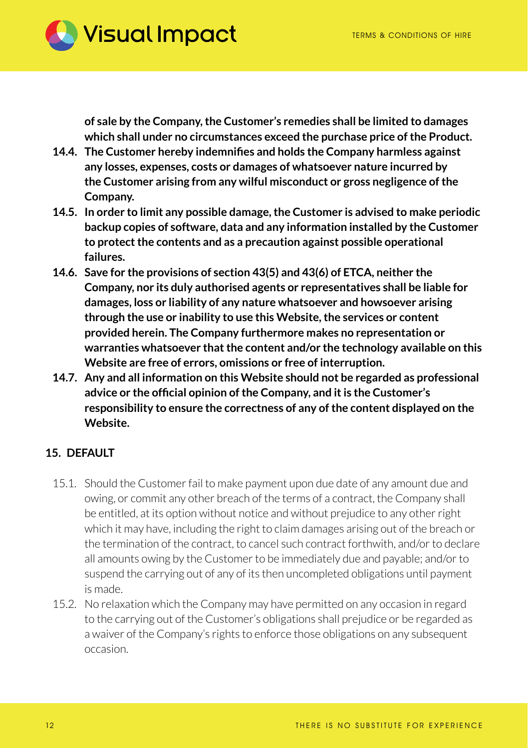**of sale by the Company, the Customer's remedies shall be limited to damages which shall under no circumstances exceed the purchase price of the Product.**

**14.4. The Customer hereby indemnifies and holds the Company harmless against any losses, expenses, costs or damages of whatsoever nature incurred by the Customer arising from any wilful misconduct or gross negligence of the Company.**

**14.5. In order to limit any possible damage, the Customer is advised to make periodic backup copies of software, data and any information installed by the Customer to protect the contents and as a precaution against possible operational failures.**

**14.6. Save for the provisions of section 43(5) and 43(6) of ETCA, neither the Company, nor its duly authorised agents or representatives shall be liable for damages, loss or liability of any nature whatsoever and howsoever arising through the use or inability to use this Website, the services or content provided herein. The Company furthermore makes no representation or warranties whatsoever that the content and/or the technology available on this Website are free of errors, omissions or free of interruption.**

**14.7. Any and all information on this Website should not be regarded as professional advice or the official opinion of the Company, and it is the Customer's responsibility to ensure the correctness of any of the content displayed on the Website.**

## 15. DEFAULT

15.1. Should the Customer fail to make payment upon due date of any amount due and owing, or commit any other breach of the terms of a contract, the Company shall be entitled, at its option without notice and without prejudice to any other right which it may have, including the right to claim damages arising out of the breach or the termination of the contract, to cancel such contract forthwith, and/or to declare all amounts owing by the Customer to be immediately due and payable; and/or to suspend the carrying out of any of its then uncompleted obligations until payment is made.

15.2. No relaxation which the Company may have permitted on any occasion in regard to the carrying out of the Customer's obligations shall prejudice or be regarded as a waiver of the Company's rights to enforce those obligations on any subsequent occasion.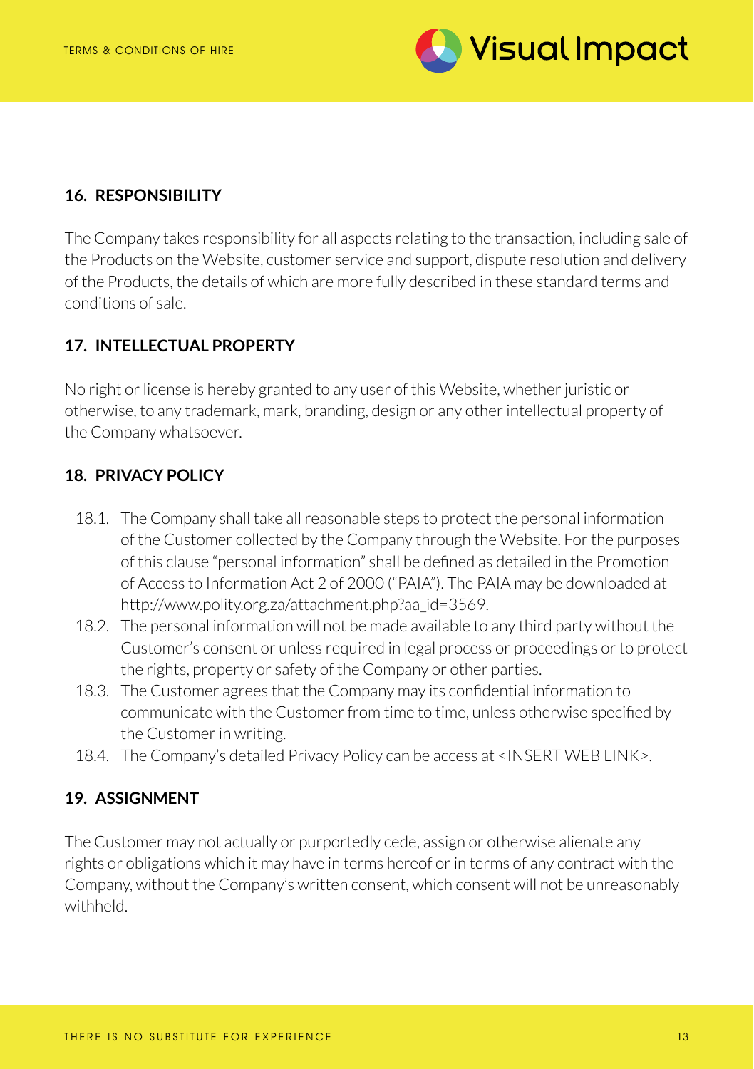## 16. RESPONSIBILITY

The Company takes responsibility for all aspects relating to the transaction, including sale of the Products on the Website, customer service and support, dispute resolution and delivery of the Products, the details of which are more fully described in these standard terms and conditions of sale.

## 17. INTELLECTUAL PROPERTY

No right or license is hereby granted to any user of this Website, whether juristic or otherwise, to any trademark, mark, branding, design or any other intellectual property of the Company whatsoever.

## 18. PRIVACY POLICY

18.1. The Company shall take all reasonable steps to protect the personal information of the Customer collected by the Company through the Website. For the purposes of this clause "personal information" shall be defined as detailed in the Promotion of Access to Information Act 2 of 2000 ("PAIA"). The PAIA may be downloaded at http://www.polity.org.za/attachment.php?aa_id=3569.

18.2. The personal information will not be made available to any third party without the Customer's consent or unless required in legal process or proceedings or to protect the rights, property or safety of the Company or other parties.

18.3. The Customer agrees that the Company may its confidential information to communicate with the Customer from time to time, unless otherwise specified by the Customer in writing.

18.4. The Company's detailed Privacy Policy can be access at <INSERT WEB LINK>.

## 19. ASSIGNMENT

The Customer may not actually or purportedly cede, assign or otherwise alienate any rights or obligations which it may have in terms hereof or in terms of any contract with the Company, without the Company's written consent, which consent will not be unreasonably withheld.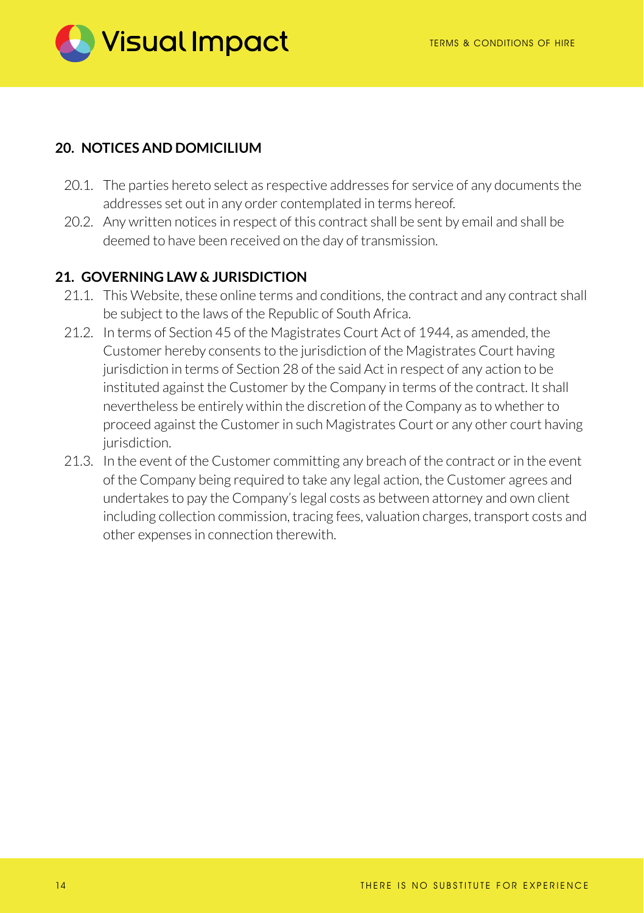## 20. NOTICES AND DOMICILIUM

20.1. The parties hereto select as respective addresses for service of any documents the addresses set out in any order contemplated in terms hereof.

20.2. Any written notices in respect of this contract shall be sent by email and shall be deemed to have been received on the day of transmission.

## 21. GOVERNING LAW & JURISDICTION

21.1. This Website, these online terms and conditions, the contract and any contract shall be subject to the laws of the Republic of South Africa.

21.2. In terms of Section 45 of the Magistrates Court Act of 1944, as amended, the Customer hereby consents to the jurisdiction of the Magistrates Court having jurisdiction in terms of Section 28 of the said Act in respect of any action to be instituted against the Customer by the Company in terms of the contract. It shall nevertheless be entirely within the discretion of the Company as to whether to proceed against the Customer in such Magistrates Court or any other court having jurisdiction.

21.3. In the event of the Customer committing any breach of the contract or in the event of the Company being required to take any legal action, the Customer agrees and undertakes to pay the Company's legal costs as between attorney and own client including collection commission, tracing fees, valuation charges, transport costs and other expenses in connection therewith.